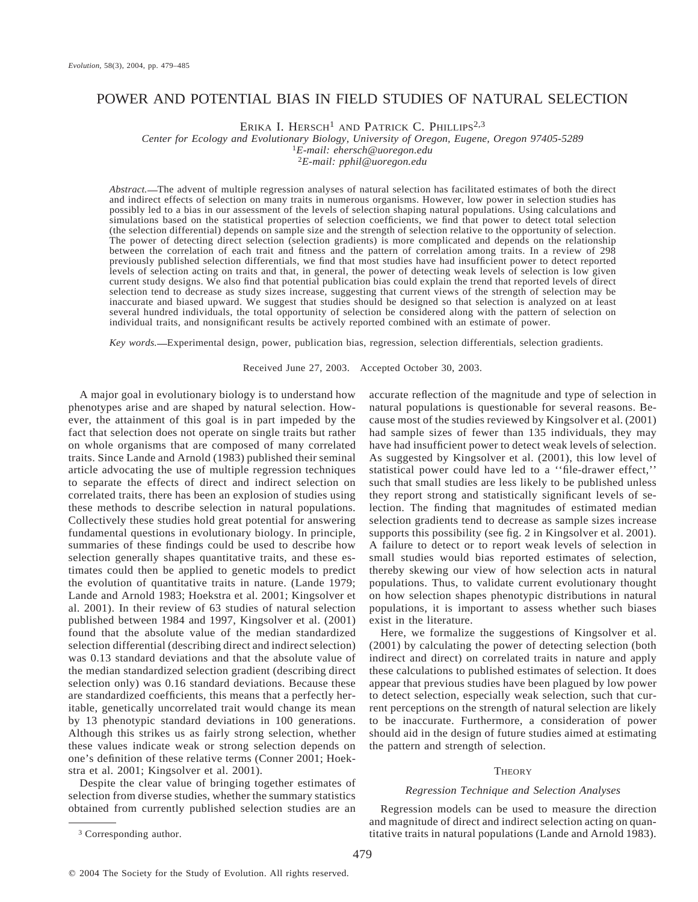# POWER AND POTENTIAL BIAS IN FIELD STUDIES OF NATURAL SELECTION

ERIKA I. HERSCH[1] AND PATRICK C. PHILLIPS[2,3]

*Center for Ecology and Evolutionary Biology, University of Oregon, Eugene, Oregon 97405-5289*
[1]*E-mail: ehersch@uoregon.edu*
[2]*E-mail: pphil@uoregon.edu*

*Abstract.*—The advent of multiple regression analyses of natural selection has facilitated estimates of both the direct and indirect effects of selection on many traits in numerous organisms. However, low power in selection studies has possibly led to a bias in our assessment of the levels of selection shaping natural populations. Using calculations and simulations based on the statistical properties of selection coefficients, we find that power to detect total selection (the selection differential) depends on sample size and the strength of selection relative to the opportunity of selection. The power of detecting direct selection (selection gradients) is more complicated and depends on the relationship between the correlation of each trait and fitness and the pattern of correlation among traits. In a review of 298 previously published selection differentials, we find that most studies have had insufficient power to detect reported levels of selection acting on traits and that, in general, the power of detecting weak levels of selection is low given current study designs. We also find that potential publication bias could explain the trend that reported levels of direct selection tend to decrease as study sizes increase, suggesting that current views of the strength of selection may be inaccurate and biased upward. We suggest that studies should be designed so that selection is analyzed on at least several hundred individuals, the total opportunity of selection be considered along with the pattern of selection on individual traits, and nonsignificant results be actively reported combined with an estimate of power.

*Key words.*—Experimental design, power, publication bias, regression, selection differentials, selection gradients.

Received June 27, 2003. Accepted October 30, 2003.

A major goal in evolutionary biology is to understand how phenotypes arise and are shaped by natural selection. However, the attainment of this goal is in part impeded by the fact that selection does not operate on single traits but rather on whole organisms that are composed of many correlated traits. Since Lande and Arnold (1983) published their seminal article advocating the use of multiple regression techniques to separate the effects of direct and indirect selection on correlated traits, there has been an explosion of studies using these methods to describe selection in natural populations. Collectively these studies hold great potential for answering fundamental questions in evolutionary biology. In principle, summaries of these findings could be used to describe how selection generally shapes quantitative traits, and these estimates could then be applied to genetic models to predict the evolution of quantitative traits in nature. (Lande 1979; Lande and Arnold 1983; Hoekstra et al. 2001; Kingsolver et al. 2001). In their review of 63 studies of natural selection published between 1984 and 1997, Kingsolver et al. (2001) found that the absolute value of the median standardized selection differential (describing direct and indirect selection) was 0.13 standard deviations and that the absolute value of the median standardized selection gradient (describing direct selection only) was 0.16 standard deviations. Because these are standardized coefficients, this means that a perfectly heritable, genetically uncorrelated trait would change its mean by 13 phenotypic standard deviations in 100 generations. Although this strikes us as fairly strong selection, whether these values indicate weak or strong selection depends on one's definition of these relative terms (Conner 2001; Hoekstra et al. 2001; Kingsolver et al. 2001).

Despite the clear value of bringing together estimates of selection from diverse studies, whether the summary statistics obtained from currently published selection studies are an accurate reflection of the magnitude and type of selection in natural populations is questionable for several reasons. Because most of the studies reviewed by Kingsolver et al. (2001) had sample sizes of fewer than 135 individuals, they may have had insufficient power to detect weak levels of selection. As suggested by Kingsolver et al. (2001), this low level of statistical power could have led to a ''file-drawer effect,'' such that small studies are less likely to be published unless they report strong and statistically significant levels of selection. The finding that magnitudes of estimated median selection gradients tend to decrease as sample sizes increase supports this possibility (see fig. 2 in Kingsolver et al. 2001). A failure to detect or to report weak levels of selection in small studies would bias reported estimates of selection, thereby skewing our view of how selection acts in natural populations. Thus, to validate current evolutionary thought on how selection shapes phenotypic distributions in natural populations, it is important to assess whether such biases exist in the literature.

Here, we formalize the suggestions of Kingsolver et al. (2001) by calculating the power of detecting selection (both indirect and direct) on correlated traits in nature and apply these calculations to published estimates of selection. It does appear that previous studies have been plagued by low power to detect selection, especially weak selection, such that current perceptions on the strength of natural selection are likely to be inaccurate. Furthermore, a consideration of power should aid in the design of future studies aimed at estimating the pattern and strength of selection.

## THEORY

### *Regression Technique and Selection Analyses*

Regression models can be used to measure the direction and magnitude of direct and indirect selection acting on quantitative traits in natural populations (Lande and Arnold 1983).

[3] Corresponding author.

© 2004 The Society for the Study of Evolution. All rights reserved.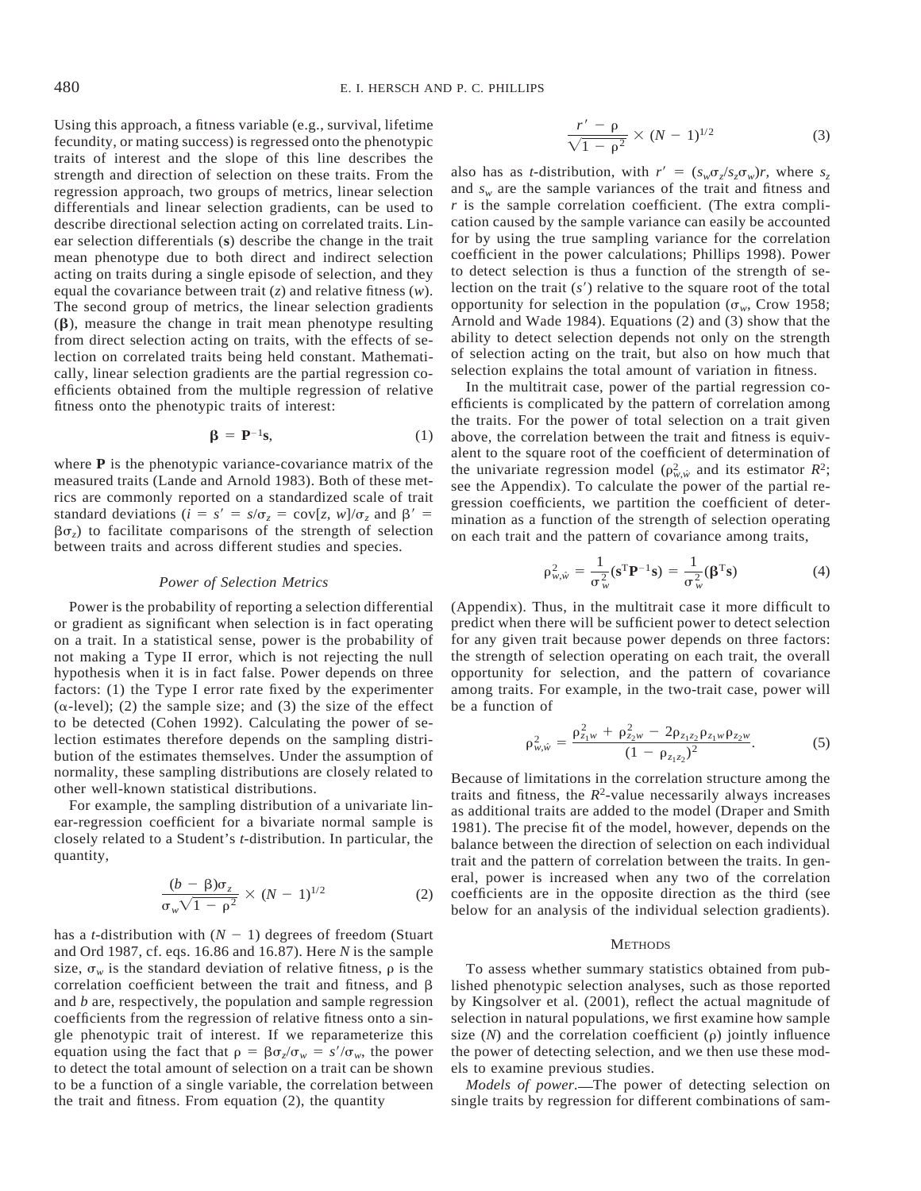Using this approach, a fitness variable (e.g., survival, lifetime fecundity, or mating success) is regressed onto the phenotypic traits of interest and the slope of this line describes the strength and direction of selection on these traits. From the regression approach, two groups of metrics, linear selection differentials and linear selection gradients, can be used to describe directional selection acting on correlated traits. Linear selection differentials (**s**) describe the change in the trait mean phenotype due to both direct and indirect selection acting on traits during a single episode of selection, and they equal the covariance between trait ($z$) and relative fitness ($w$). The second group of metrics, the linear selection gradients ($\boldsymbol{\beta}$), measure the change in trait mean phenotype resulting from direct selection acting on traits, with the effects of selection on correlated traits being held constant. Mathematically, linear selection gradients are the partial regression coefficients obtained from the multiple regression of relative fitness onto the phenotypic traits of interest:

$$\boldsymbol{\beta} = \mathbf{P}^{-1}\mathbf{s}, \tag{1}$$

where **P** is the phenotypic variance-covariance matrix of the measured traits (Lande and Arnold 1983). Both of these metrics are commonly reported on a standardized scale of trait standard deviations ($i = s' = s/\sigma_z = \mathrm{cov}[z, w]/\sigma_z$ and $\beta' = \beta\sigma_z$) to facilitate comparisons of the strength of selection between traits and across different studies and species.

### *Power of Selection Metrics*

Power is the probability of reporting a selection differential or gradient as significant when selection is in fact operating on a trait. In a statistical sense, power is the probability of not making a Type II error, which is not rejecting the null hypothesis when it is in fact false. Power depends on three factors: (1) the Type I error rate fixed by the experimenter ($\alpha$-level); (2) the sample size; and (3) the size of the effect to be detected (Cohen 1992). Calculating the power of selection estimates therefore depends on the sampling distribution of the estimates themselves. Under the assumption of normality, these sampling distributions are closely related to other well-known statistical distributions.

For example, the sampling distribution of a univariate linear-regression coefficient for a bivariate normal sample is closely related to a Student's $t$-distribution. In particular, the quantity,

$$\frac{(b - \beta)\sigma_z}{\sigma_w\sqrt{1 - \rho^2}} \times (N - 1)^{1/2} \tag{2}$$

has a $t$-distribution with $(N - 1)$ degrees of freedom (Stuart and Ord 1987, cf. eqs. 16.86 and 16.87). Here $N$ is the sample size, $\sigma_w$ is the standard deviation of relative fitness, $\rho$ is the correlation coefficient between the trait and fitness, and $\beta$ and $b$ are, respectively, the population and sample regression coefficients from the regression of relative fitness onto a single phenotypic trait of interest. If we reparameterize this equation using the fact that $\rho = \beta\sigma_z/\sigma_w = s'/\sigma_w$, the power to detect the total amount of selection on a trait can be shown to be a function of a single variable, the correlation between the trait and fitness. From equation (2), the quantity

$$\frac{r' - \rho}{\sqrt{1 - \rho^2}} \times (N - 1)^{1/2} \tag{3}$$

also has as $t$-distribution, with $r' = (s_w\sigma_z/s_z\sigma_w)r$, where $s_z$ and $s_w$ are the sample variances of the trait and fitness and $r$ is the sample correlation coefficient. (The extra complication caused by the sample variance can easily be accounted for by using the true sampling variance for the correlation coefficient in the power calculations; Phillips 1998). Power to detect selection is thus a function of the strength of selection on the trait ($s'$) relative to the square root of the total opportunity for selection in the population ($\sigma_w$, Crow 1958; Arnold and Wade 1984). Equations (2) and (3) show that the ability to detect selection depends not only on the strength of selection acting on the trait, but also on how much that selection explains the total amount of variation in fitness.

In the multitrait case, power of the partial regression coefficients is complicated by the pattern of correlation among the traits. For the power of total selection on a trait given above, the correlation between the trait and fitness is equivalent to the square root of the coefficient of determination of the univariate regression model ($\rho^2_{w,\hat{w}}$ and its estimator $R^2$; see the Appendix). To calculate the power of the partial regression coefficients, we partition the coefficient of determination as a function of the strength of selection operating on each trait and the pattern of covariance among traits,

$$\rho^2_{w,\hat{w}} = \frac{1}{\sigma^2_w}(\mathbf{s}^{\mathrm{T}}\mathbf{P}^{-1}\mathbf{s}) = \frac{1}{\sigma^2_w}(\boldsymbol{\beta}^{\mathrm{T}}\mathbf{s}) \tag{4}$$

(Appendix). Thus, in the multitrait case it more difficult to predict when there will be sufficient power to detect selection for any given trait because power depends on three factors: the strength of selection operating on each trait, the overall opportunity for selection, and the pattern of covariance among traits. For example, in the two-trait case, power will be a function of

$$\rho^2_{w,\hat{w}} = \frac{\rho^2_{z_1w} + \rho^2_{z_2w} - 2\rho_{z_1z_2}\rho_{z_1w}\rho_{z_2w}}{(1 - \rho_{z_1z_2})^2}. \tag{5}$$

Because of limitations in the correlation structure among the traits and fitness, the $R^2$-value necessarily always increases as additional traits are added to the model (Draper and Smith 1981). The precise fit of the model, however, depends on the balance between the direction of selection on each individual trait and the pattern of correlation between the traits. In general, power is increased when any two of the correlation coefficients are in the opposite direction as the third (see below for an analysis of the individual selection gradients).

## Methods

To assess whether summary statistics obtained from published phenotypic selection analyses, such as those reported by Kingsolver et al. (2001), reflect the actual magnitude of selection in natural populations, we first examine how sample size ($N$) and the correlation coefficient ($\rho$) jointly influence the power of detecting selection, and we then use these models to examine previous studies.

*Models of power*.—The power of detecting selection on single traits by regression for different combinations of sam-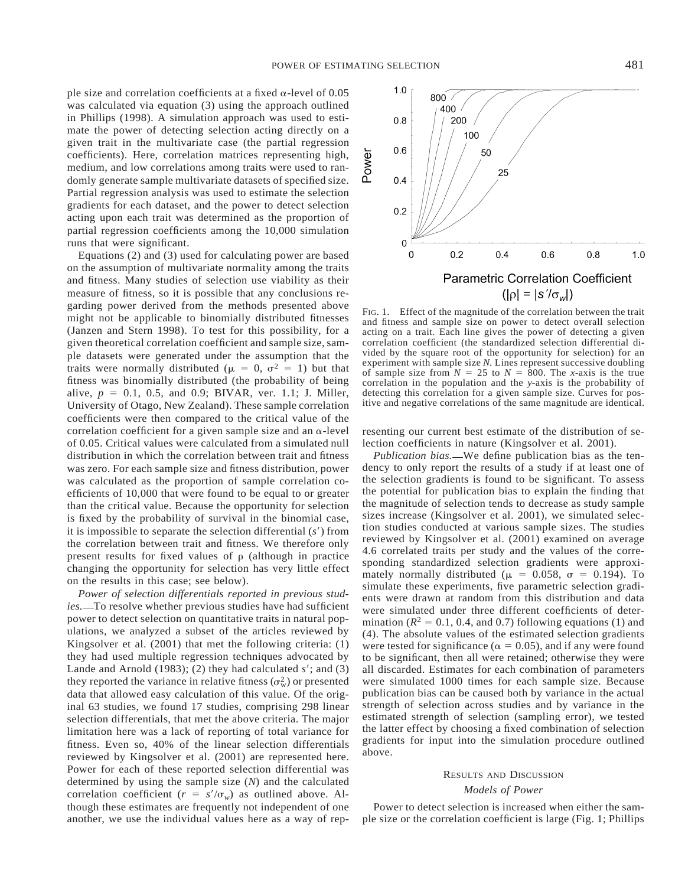ple size and correlation coefficients at a fixed α-level of 0.05 was calculated via equation (3) using the approach outlined in Phillips (1998). A simulation approach was used to estimate the power of detecting selection acting directly on a given trait in the multivariate case (the partial regression coefficients). Here, correlation matrices representing high, medium, and low correlations among traits were used to randomly generate sample multivariate datasets of specified size. Partial regression analysis was used to estimate the selection gradients for each dataset, and the power to detect selection acting upon each trait was determined as the proportion of partial regression coefficients among the 10,000 simulation runs that were significant.

Equations (2) and (3) used for calculating power are based on the assumption of multivariate normality among the traits and fitness. Many studies of selection use viability as their measure of fitness, so it is possible that any conclusions regarding power derived from the methods presented above might not be applicable to binomially distributed fitnesses (Janzen and Stern 1998). To test for this possibility, for a given theoretical correlation coefficient and sample size, sample datasets were generated under the assumption that the traits were normally distributed ($\mu = 0$, $\sigma^2 = 1$) but that fitness was binomially distributed (the probability of being alive, $p = 0.1$, 0.5, and 0.9; BIVAR, ver. 1.1; J. Miller, University of Otago, New Zealand). These sample correlation coefficients were then compared to the critical value of the correlation coefficient for a given sample size and an α-level of 0.05. Critical values were calculated from a simulated null distribution in which the correlation between trait and fitness was zero. For each sample size and fitness distribution, power was calculated as the proportion of sample correlation coefficients of 10,000 that were found to be equal to or greater than the critical value. Because the opportunity for selection is fixed by the probability of survival in the binomial case, it is impossible to separate the selection differential ($s'$) from the correlation between trait and fitness. We therefore only present results for fixed values of ρ (although in practice changing the opportunity for selection has very little effect on the results in this case; see below).

*Power of selection differentials reported in previous studies.*—To resolve whether previous studies have had sufficient power to detect selection on quantitative traits in natural populations, we analyzed a subset of the articles reviewed by Kingsolver et al. (2001) that met the following criteria: (1) they had used multiple regression techniques advocated by Lande and Arnold (1983); (2) they had calculated $s'$; and (3) they reported the variance in relative fitness ($\sigma_w^2$) or presented data that allowed easy calculation of this value. Of the original 63 studies, we found 17 studies, comprising 298 linear selection differentials, that met the above criteria. The major limitation here was a lack of reporting of total variance for fitness. Even so, 40% of the linear selection differentials reviewed by Kingsolver et al. (2001) are represented here. Power for each of these reported selection differential was determined by using the sample size ($N$) and the calculated correlation coefficient ($r = s'/\sigma_w$) as outlined above. Although these estimates are frequently not independent of one another, we use the individual values here as a way of representing our current best estimate of the distribution of selection coefficients in nature (Kingsolver et al. 2001).

FIG. 1. Effect of the magnitude of the correlation between the trait and fitness and sample size on power to detect overall selection acting on a trait. Each line gives the power of detecting a given correlation coefficient (the standardized selection differential divided by the square root of the opportunity for selection) for an experiment with sample size $N$. Lines represent successive doubling of sample size from $N = 25$ to $N = 800$. The $x$-axis is the true correlation in the population and the $y$-axis is the probability of detecting this correlation for a given sample size. Curves for positive and negative correlations of the same magnitude are identical.

*Publication bias.*—We define publication bias as the tendency to only report the results of a study if at least one of the selection gradients is found to be significant. To assess the potential for publication bias to explain the finding that the magnitude of selection tends to decrease as study sample sizes increase (Kingsolver et al. 2001), we simulated selection studies conducted at various sample sizes. The studies reviewed by Kingsolver et al. (2001) examined on average 4.6 correlated traits per study and the values of the corresponding standardized selection gradients were approximately normally distributed ($\mu = 0.058$, $\sigma = 0.194$). To simulate these experiments, five parametric selection gradients were drawn at random from this distribution and data were simulated under three different coefficients of determination ($R^2 = 0.1$, 0.4, and 0.7) following equations (1) and (4). The absolute values of the estimated selection gradients were tested for significance ($\alpha = 0.05$), and if any were found to be significant, then all were retained; otherwise they were all discarded. Estimates for each combination of parameters were simulated 1000 times for each sample size. Because publication bias can be caused both by variance in the actual strength of selection across studies and by variance in the estimated strength of selection (sampling error), we tested the latter effect by choosing a fixed combination of selection gradients for input into the simulation procedure outlined above.

## RESULTS AND DISCUSSION

### *Models of Power*

Power to detect selection is increased when either the sample size or the correlation coefficient is large (Fig. 1; Phillips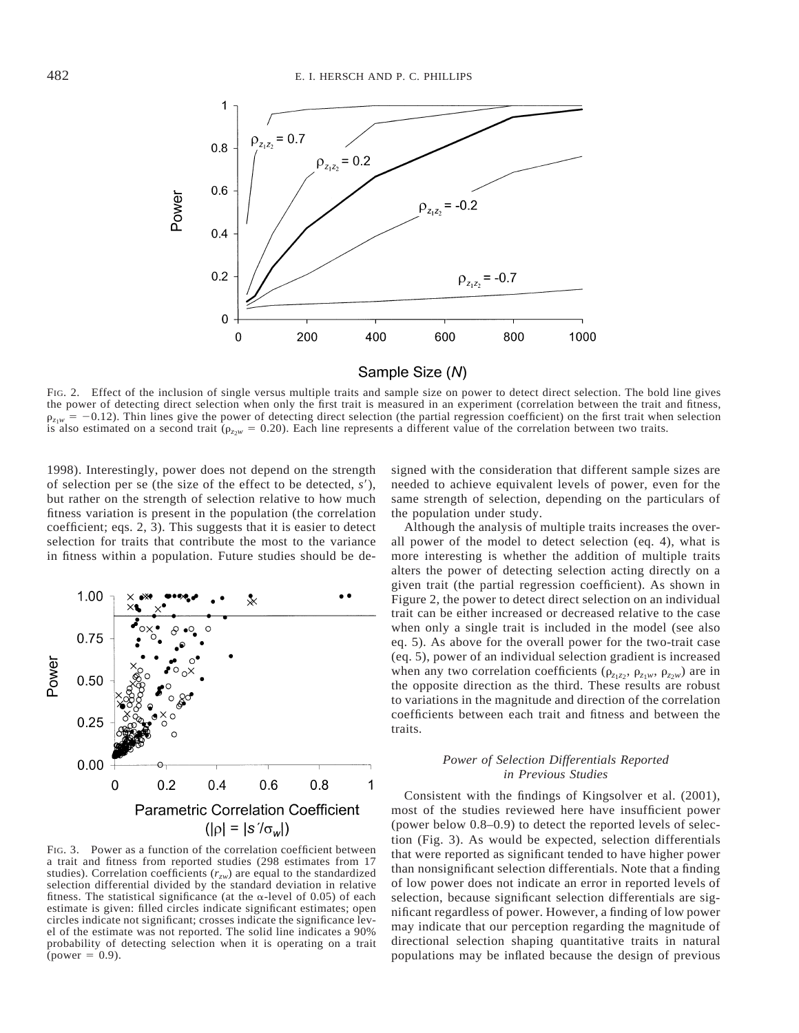FIG. 2. Effect of the inclusion of single versus multiple traits and sample size on power to detect direct selection. The bold line gives the power of detecting direct selection when only the first trait is measured in an experiment (correlation between the trait and fitness, $\rho_{z_1w} = -0.12$). Thin lines give the power of detecting direct selection (the partial regression coefficient) on the first trait when selection is also estimated on a second trait ($\rho_{z_2w} = 0.20$). Each line represents a different value of the correlation between two traits.

1998). Interestingly, power does not depend on the strength of selection per se (the size of the effect to be detected, $s'$), but rather on the strength of selection relative to how much fitness variation is present in the population (the correlation coefficient; eqs. 2, 3). This suggests that it is easier to detect selection for traits that contribute the most to the variance in fitness within a population. Future studies should be designed with the consideration that different sample sizes are needed to achieve equivalent levels of power, even for the same strength of selection, depending on the particulars of the population under study.

FIG. 3. Power as a function of the correlation coefficient between a trait and fitness from reported studies (298 estimates from 17 studies). Correlation coefficients ($r_{zw}$) are equal to the standardized selection differential divided by the standard deviation in relative fitness. The statistical significance (at the $\alpha$-level of 0.05) of each estimate is given: filled circles indicate significant estimates; open circles indicate not significant; crosses indicate the significance level of the estimate was not reported. The solid line indicates a 90% probability of detecting selection when it is operating on a trait (power = 0.9).

Although the analysis of multiple traits increases the overall power of the model to detect selection (eq. 4), what is more interesting is whether the addition of multiple traits alters the power of detecting selection acting directly on a given trait (the partial regression coefficient). As shown in Figure 2, the power to detect direct selection on an individual trait can be either increased or decreased relative to the case when only a single trait is included in the model (see also eq. 5). As above for the overall power for the two-trait case (eq. 5), power of an individual selection gradient is increased when any two correlation coefficients ($\rho_{z_1z_2}$, $\rho_{z_1w}$, $\rho_{z_2w}$) are in the opposite direction as the third. These results are robust to variations in the magnitude and direction of the correlation coefficients between each trait and fitness and between the traits.

### *Power of Selection Differentials Reported in Previous Studies*

Consistent with the findings of Kingsolver et al. (2001), most of the studies reviewed here have insufficient power (power below 0.8–0.9) to detect the reported levels of selection (Fig. 3). As would be expected, selection differentials that were reported as significant tended to have higher power than nonsignificant selection differentials. Note that a finding of low power does not indicate an error in reported levels of selection, because significant selection differentials are significant regardless of power. However, a finding of low power may indicate that our perception regarding the magnitude of directional selection shaping quantitative traits in natural populations may be inflated because the design of previous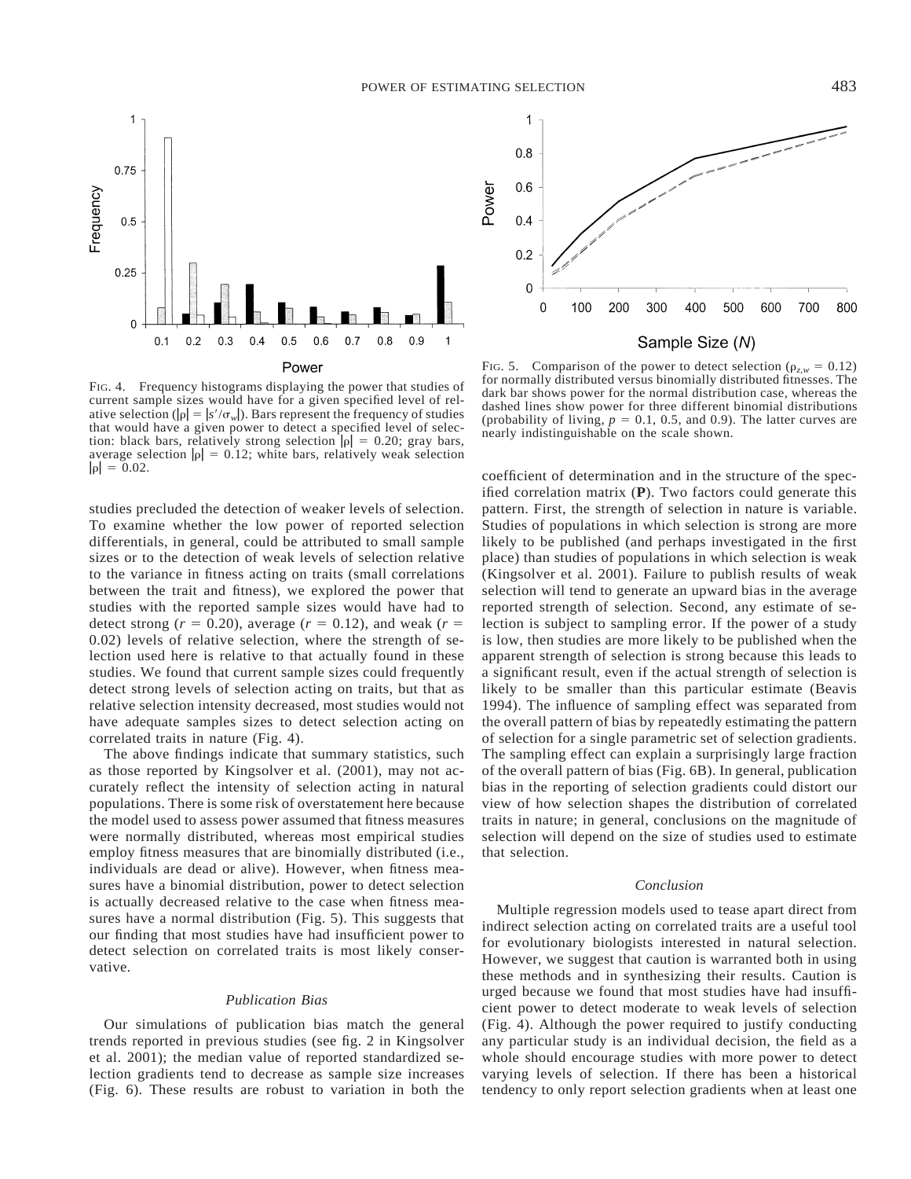1
0.75
Frequency
0.5
0.25
0
0.1 0.2 0.3 0.4 0.5 0.6 0.7 0.8 0.9 1
Power

FIG. 4. Frequency histograms displaying the power that studies of current sample sizes would have for a given specified level of relative selection ($|\rho| = |s'/\sigma_w|$). Bars represent the frequency of studies that would have a given power to detect a specified level of selection: black bars, relatively strong selection $|\rho| = 0.20$; gray bars, average selection $|\rho| = 0.12$; white bars, relatively weak selection $|\rho| = 0.02$.

1
0.8
Power
0.6
0.4
0.2
0
0 100 200 300 400 500 600 700 800
Sample Size ($N$)

FIG. 5. Comparison of the power to detect selection ($\rho_{z,w} = 0.12$) for normally distributed versus binomially distributed fitnesses. The dark bar shows power for the normal distribution case, whereas the dashed lines show power for three different binomial distributions (probability of living, $p = 0.1$, 0.5, and 0.9). The latter curves are nearly indistinguishable on the scale shown.

studies precluded the detection of weaker levels of selection. To examine whether the low power of reported selection differentials, in general, could be attributed to small sample sizes or to the detection of weak levels of selection relative to the variance in fitness acting on traits (small correlations between the trait and fitness), we explored the power that studies with the reported sample sizes would have had to detect strong ($r = 0.20$), average ($r = 0.12$), and weak ($r = 0.02$) levels of relative selection, where the strength of selection used here is relative to that actually found in these studies. We found that current sample sizes could frequently detect strong levels of selection acting on traits, but that as relative selection intensity decreased, most studies would not have adequate samples sizes to detect selection acting on correlated traits in nature (Fig. 4).

The above findings indicate that summary statistics, such as those reported by Kingsolver et al. (2001), may not accurately reflect the intensity of selection acting in natural populations. There is some risk of overstatement here because the model used to assess power assumed that fitness measures were normally distributed, whereas most empirical studies employ fitness measures that are binomially distributed (i.e., individuals are dead or alive). However, when fitness measures have a binomial distribution, power to detect selection is actually decreased relative to the case when fitness measures have a normal distribution (Fig. 5). This suggests that our finding that most studies have had insufficient power to detect selection on correlated traits is most likely conservative.

### *Publication Bias*

Our simulations of publication bias match the general trends reported in previous studies (see fig. 2 in Kingsolver et al. 2001); the median value of reported standardized selection gradients tend to decrease as sample size increases (Fig. 6). These results are robust to variation in both the coefficient of determination and in the structure of the specified correlation matrix (**P**). Two factors could generate this pattern. First, the strength of selection in nature is variable. Studies of populations in which selection is strong are more likely to be published (and perhaps investigated in the first place) than studies of populations in which selection is weak (Kingsolver et al. 2001). Failure to publish results of weak selection will tend to generate an upward bias in the average reported strength of selection. Second, any estimate of selection is subject to sampling error. If the power of a study is low, then studies are more likely to be published when the apparent strength of selection is strong because this leads to a significant result, even if the actual strength of selection is likely to be smaller than this particular estimate (Beavis 1994). The influence of sampling effect was separated from the overall pattern of bias by repeatedly estimating the pattern of selection for a single parametric set of selection gradients. The sampling effect can explain a surprisingly large fraction of the overall pattern of bias (Fig. 6B). In general, publication bias in the reporting of selection gradients could distort our view of how selection shapes the distribution of correlated traits in nature; in general, conclusions on the magnitude of selection will depend on the size of studies used to estimate that selection.

### *Conclusion*

Multiple regression models used to tease apart direct from indirect selection acting on correlated traits are a useful tool for evolutionary biologists interested in natural selection. However, we suggest that caution is warranted both in using these methods and in synthesizing their results. Caution is urged because we found that most studies have had insufficient power to detect moderate to weak levels of selection (Fig. 4). Although the power required to justify conducting any particular study is an individual decision, the field as a whole should encourage studies with more power to detect varying levels of selection. If there has been a historical tendency to only report selection gradients when at least one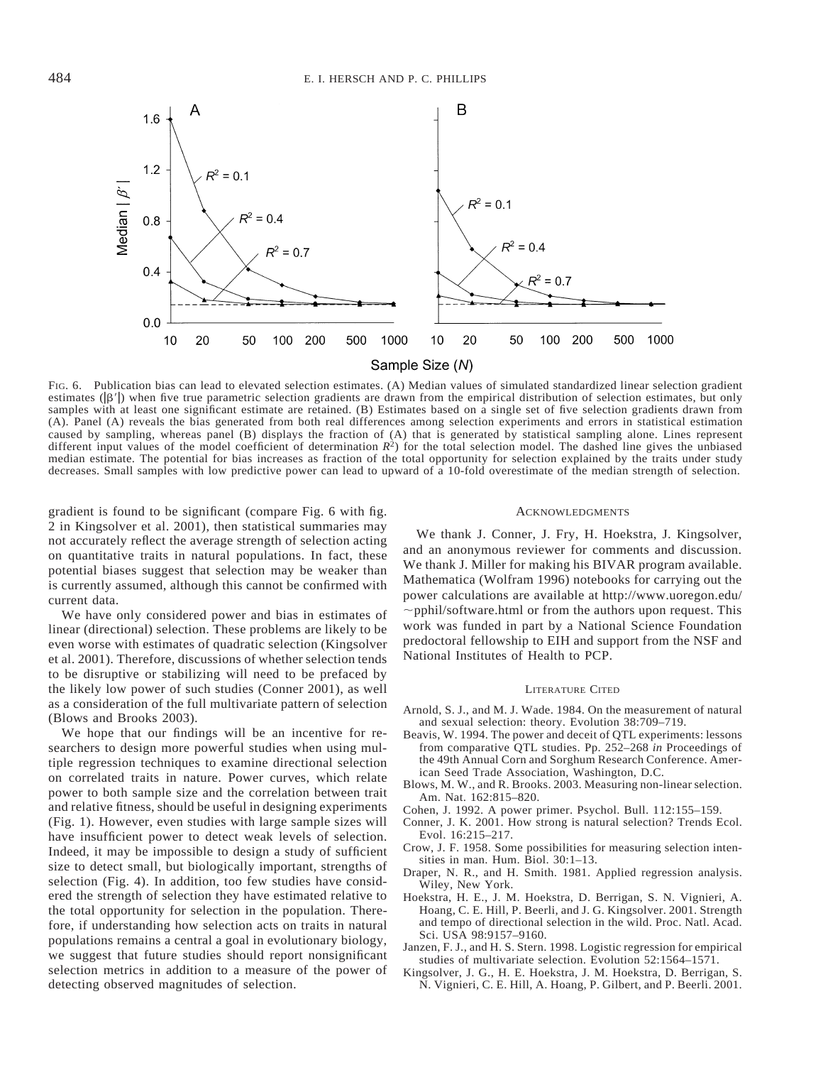FIG. 6. Publication bias can lead to elevated selection estimates. (A) Median values of simulated standardized linear selection gradient estimates ($|\beta'|$) when five true parametric selection gradients are drawn from the empirical distribution of selection estimates, but only samples with at least one significant estimate are retained. (B) Estimates based on a single set of five selection gradients drawn from (A). Panel (A) reveals the bias generated from both real differences among selection experiments and errors in statistical estimation caused by sampling, whereas panel (B) displays the fraction of (A) that is generated by statistical sampling alone. Lines represent different input values of the model coefficient of determination $R^2$) for the total selection model. The dashed line gives the unbiased median estimate. The potential for bias increases as fraction of the total opportunity for selection explained by the traits under study decreases. Small samples with low predictive power can lead to upward of a 10-fold overestimate of the median strength of selection.

gradient is found to be significant (compare Fig. 6 with fig. 2 in Kingsolver et al. 2001), then statistical summaries may not accurately reflect the average strength of selection acting on quantitative traits in natural populations. In fact, these potential biases suggest that selection may be weaker than is currently assumed, although this cannot be confirmed with current data.

We have only considered power and bias in estimates of linear (directional) selection. These problems are likely to be even worse with estimates of quadratic selection (Kingsolver et al. 2001). Therefore, discussions of whether selection tends to be disruptive or stabilizing will need to be prefaced by the likely low power of such studies (Conner 2001), as well as a consideration of the full multivariate pattern of selection (Blows and Brooks 2003).

We hope that our findings will be an incentive for researchers to design more powerful studies when using multiple regression techniques to examine directional selection on correlated traits in nature. Power curves, which relate power to both sample size and the correlation between trait and relative fitness, should be useful in designing experiments (Fig. 1). However, even studies with large sample sizes will have insufficient power to detect weak levels of selection. Indeed, it may be impossible to design a study of sufficient size to detect small, but biologically important, strengths of selection (Fig. 4). In addition, too few studies have considered the strength of selection they have estimated relative to the total opportunity for selection in the population. Therefore, if understanding how selection acts on traits in natural populations remains a central a goal in evolutionary biology, we suggest that future studies should report nonsignificant selection metrics in addition to a measure of the power of detecting observed magnitudes of selection.

## ACKNOWLEDGMENTS

We thank J. Conner, J. Fry, H. Hoekstra, J. Kingsolver, and an anonymous reviewer for comments and discussion. We thank J. Miller for making his BIVAR program available. Mathematica (Wolfram 1996) notebooks for carrying out the power calculations are available at http://www.uoregon.edu/~pphil/software.html or from the authors upon request. This work was funded in part by a National Science Foundation predoctoral fellowship to EIH and support from the NSF and National Institutes of Health to PCP.

## LITERATURE CITED

Arnold, S. J., and M. J. Wade. 1984. On the measurement of natural and sexual selection: theory. Evolution 38:709–719.

Beavis, W. 1994. The power and deceit of QTL experiments: lessons from comparative QTL studies. Pp. 252–268 *in* Proceedings of the 49th Annual Corn and Sorghum Research Conference. American Seed Trade Association, Washington, D.C.

Blows, M. W., and R. Brooks. 2003. Measuring non-linear selection. Am. Nat. 162:815–820.

Cohen, J. 1992. A power primer. Psychol. Bull. 112:155–159.

Conner, J. K. 2001. How strong is natural selection? Trends Ecol. Evol. 16:215–217.

Crow, J. F. 1958. Some possibilities for measuring selection intensities in man. Hum. Biol. 30:1–13.

Draper, N. R., and H. Smith. 1981. Applied regression analysis. Wiley, New York.

Hoekstra, H. E., J. M. Hoekstra, D. Berrigan, S. N. Vignieri, A. Hoang, C. E. Hill, P. Beerli, and J. G. Kingsolver. 2001. Strength and tempo of directional selection in the wild. Proc. Natl. Acad. Sci. USA 98:9157–9160.

Janzen, F. J., and H. S. Stern. 1998. Logistic regression for empirical studies of multivariate selection. Evolution 52:1564–1571.

Kingsolver, J. G., H. E. Hoekstra, J. M. Hoekstra, D. Berrigan, S. N. Vignieri, C. E. Hill, A. Hoang, P. Gilbert, and P. Beerli. 2001.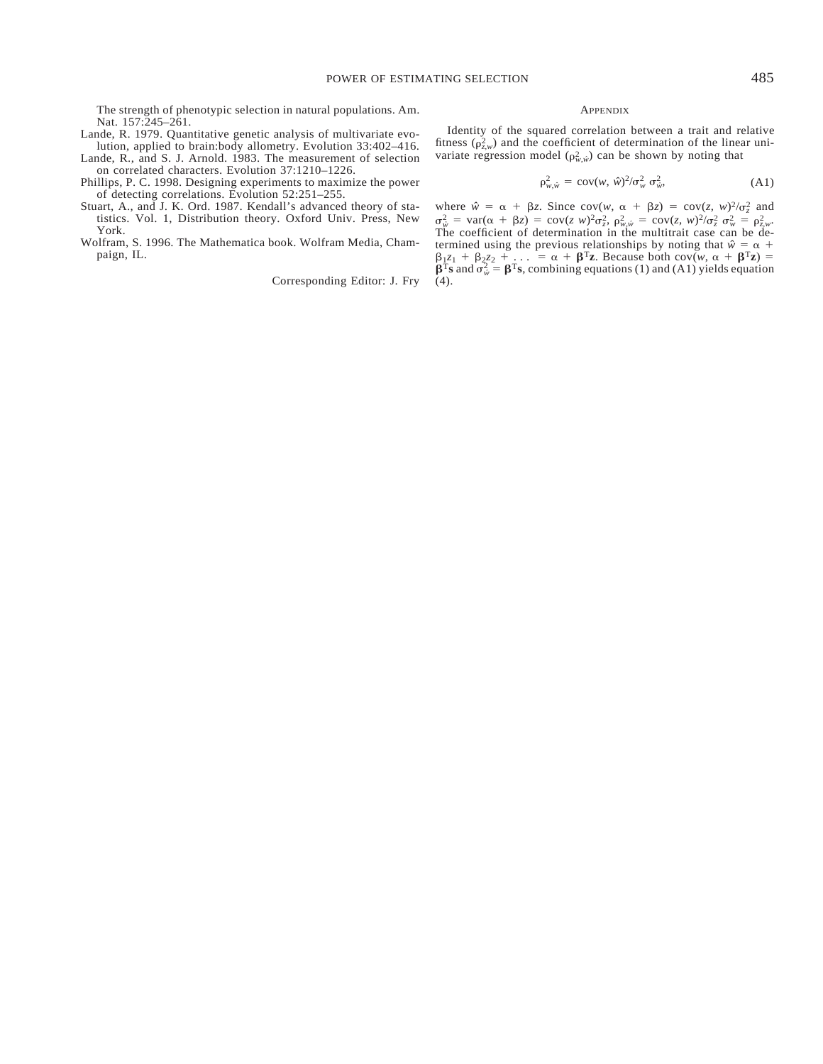The strength of phenotypic selection in natural populations. Am. Nat. 157:245–261.

Lande, R. 1979. Quantitative genetic analysis of multivariate evolution, applied to brain:body allometry. Evolution 33:402–416.

Lande, R., and S. J. Arnold. 1983. The measurement of selection on correlated characters. Evolution 37:1210–1226.

Phillips, P. C. 1998. Designing experiments to maximize the power of detecting correlations. Evolution 52:251–255.

Stuart, A., and J. K. Ord. 1987. Kendall's advanced theory of statistics. Vol. 1, Distribution theory. Oxford Univ. Press, New York.

Wolfram, S. 1996. The Mathematica book. Wolfram Media, Champaign, IL.

Corresponding Editor: J. Fry

## Appendix

Identity of the squared correlation between a trait and relative fitness ($\rho^2_{z,w}$) and the coefficient of determination of the linear univariate regression model ($\rho^2_{w,\hat{w}}$) can be shown by noting that

$$\rho^2_{w,\hat{w}} = \text{cov}(w, \hat{w})^2/\sigma^2_w\ \sigma^2_{\hat{w}}, \tag{A1}$$

where $\hat{w} = \alpha + \beta z$. Since $\text{cov}(w, \alpha + \beta z) = \text{cov}(z, w)^2/\sigma^2_z$ and $\sigma^2_{\hat{w}} = \text{var}(\alpha + \beta z) = \text{cov}(z\ w)^2\sigma^2_z$, $\rho^2_{w,\hat{w}} = \text{cov}(z, w)^2/\sigma^2_z\ \sigma^2_w = \rho^2_{z,w}$. The coefficient of determination in the multitrait case can be determined using the previous relationships by noting that $\hat{w} = \alpha + \beta_1 z_1 + \beta_2 z_2 + \ldots = \alpha + \boldsymbol{\beta}^{\text{T}}\mathbf{z}$. Because both $\text{cov}(w, \alpha + \boldsymbol{\beta}^{\text{T}}\mathbf{z}) = \boldsymbol{\beta}^{\text{T}}\mathbf{s}$ and $\sigma^2_{\hat{w}} = \boldsymbol{\beta}^{\text{T}}\mathbf{s}$, combining equations (1) and (A1) yields equation (4).